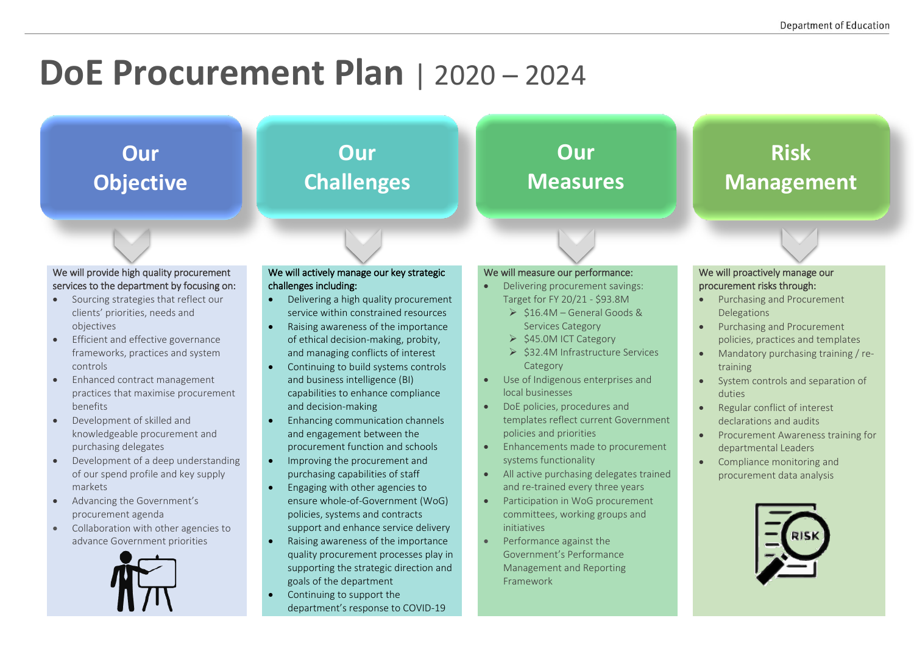# DoE Procurement Plan | 2020 – 2024

## Our Objective

We will provide high quality procurement services to the department by focusing on:

- Sourcing strategies that reflect our clients' priorities, needs and objectives
- Efficient and effective governance frameworks, practices and system controls
- Enhanced contract management practices that maximise procurement benefits
- Development of skilled and knowledgeable procurement and purchasing delegates
- Development of a deep understanding of our spend profile and key supply markets
- Advancing the Government's procurement agenda
- Collaboration with other agencies to advance Government priorities

## Our Challenges

We will actively manage our key strategic challenges including:

- Delivering a high quality procurement service within constrained resources
- Raising awareness of the importance of ethical decision-making, probity, and managing conflicts of interest
- Continuing to build systems controls and business intelligence (BI) capabilities to enhance compliance and decision-making
- Enhancing communication channels and engagement between the procurement function and schools
- Improving the procurement and purchasing capabilities of staff
- Engaging with other agencies to ensure whole-of-Government (WoG) policies, systems and contracts support and enhance service delivery
- Raising awareness of the importance quality procurement processes play in supporting the strategic direction and goals of the department
- Continuing to support the department's response to COVID-19

## Our Measures

We will measure our performance:

- Delivering procurement savings: Target for FY 20/21 - $93.8M
  - $16.4M – General Goods & Services Category
  - $45.0M ICT Category
  - $32.4M Infrastructure Services Category
- Use of Indigenous enterprises and local businesses
- DoE policies, procedures and templates reflect current Government policies and priorities
- Enhancements made to procurement systems functionality
- All active purchasing delegates trained and re-trained every three years
- Participation in WoG procurement committees, working groups and initiatives
- Performance against the Government's Performance Management and Reporting Framework

## Risk Management

We will proactively manage our procurement risks through:

- Purchasing and Procurement Delegations
- Purchasing and Procurement policies, practices and templates
- Mandatory purchasing training / re-training
- System controls and separation of duties
- Regular conflict of interest declarations and audits
- Procurement Awareness training for departmental Leaders
- Compliance monitoring and procurement data analysis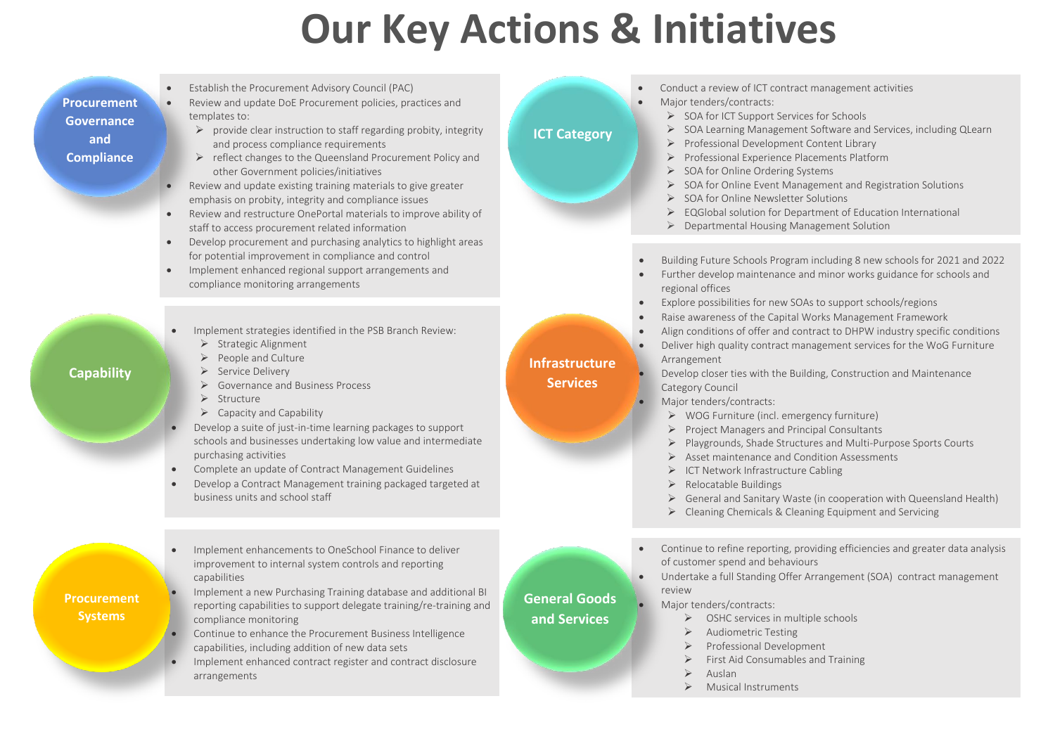# Our Key Actions & Initiatives

## Procurement Governance and Compliance

- Establish the Procurement Advisory Council (PAC)
- Review and update DoE Procurement policies, practices and templates to:
  - provide clear instruction to staff regarding probity, integrity and process compliance requirements
  - reflect changes to the Queensland Procurement Policy and other Government policies/initiatives
- Review and update existing training materials to give greater emphasis on probity, integrity and compliance issues
- Review and restructure OnePortal materials to improve ability of staff to access procurement related information
- Develop procurement and purchasing analytics to highlight areas for potential improvement in compliance and control
- Implement enhanced regional support arrangements and compliance monitoring arrangements

## Capability

- Implement strategies identified in the PSB Branch Review:
  - Strategic Alignment
  - People and Culture
  - Service Delivery
  - Governance and Business Process
  - Structure
  - Capacity and Capability
- Develop a suite of just-in-time learning packages to support schools and businesses undertaking low value and intermediate purchasing activities
- Complete an update of Contract Management Guidelines
- Develop a Contract Management training packaged targeted at business units and school staff

## Procurement Systems

- Implement enhancements to OneSchool Finance to deliver improvement to internal system controls and reporting capabilities
- Implement a new Purchasing Training database and additional BI reporting capabilities to support delegate training/re-training and compliance monitoring
- Continue to enhance the Procurement Business Intelligence capabilities, including addition of new data sets
- Implement enhanced contract register and contract disclosure arrangements

## ICT Category

- Conduct a review of ICT contract management activities
- Major tenders/contracts:
  - SOA for ICT Support Services for Schools
  - SOA Learning Management Software and Services, including QLearn
  - Professional Development Content Library
  - Professional Experience Placements Platform
  - SOA for Online Ordering Systems
  - SOA for Online Event Management and Registration Solutions
  - SOA for Online Newsletter Solutions
  - EQGlobal solution for Department of Education International
  - Departmental Housing Management Solution

## Infrastructure Services

- Building Future Schools Program including 8 new schools for 2021 and 2022
- Further develop maintenance and minor works guidance for schools and regional offices
- Explore possibilities for new SOAs to support schools/regions
- Raise awareness of the Capital Works Management Framework
- Align conditions of offer and contract to DHPW industry specific conditions
- Deliver high quality contract management services for the WoG Furniture Arrangement
- Develop closer ties with the Building, Construction and Maintenance Category Council
- Major tenders/contracts:
  - WOG Furniture (incl. emergency furniture)
  - Project Managers and Principal Consultants
  - Playgrounds, Shade Structures and Multi-Purpose Sports Courts
  - Asset maintenance and Condition Assessments
  - ICT Network Infrastructure Cabling
  - Relocatable Buildings
  - General and Sanitary Waste (in cooperation with Queensland Health)
  - Cleaning Chemicals & Cleaning Equipment and Servicing

## General Goods and Services

- Continue to refine reporting, providing efficiencies and greater data analysis of customer spend and behaviours
- Undertake a full Standing Offer Arrangement (SOA) contract management review
- Major tenders/contracts:
  - OSHC services in multiple schools
  - Audiometric Testing
  - Professional Development
  - First Aid Consumables and Training
  - Auslan
  - Musical Instruments